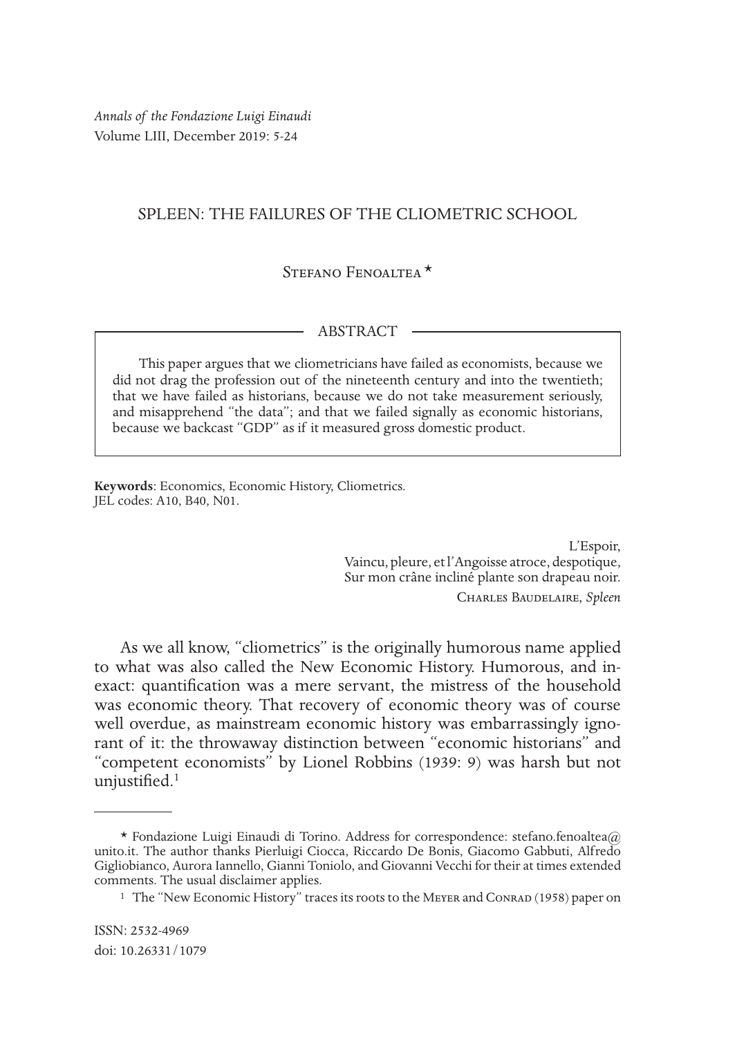*Annals of the Fondazione Luigi Einaudi*
Volume LIII, December 2019: 5-24

# SPLEEN: THE FAILURES OF THE CLIOMETRIC SCHOOL

Stefano Fenoaltea *

## ABSTRACT

This paper argues that we cliometricians have failed as economists, because we did not drag the profession out of the nineteenth century and into the twentieth; that we have failed as historians, because we do not take measurement seriously, and misapprehend "the data"; and that we failed signally as economic historians, because we backcast "GDP" as if it measured gross domestic product.

**Keywords**: Economics, Economic History, Cliometrics.
JEL codes: A10, B40, N01.

> L'Espoir,
> Vaincu, pleure, et l'Angoisse atroce, despotique,
> Sur mon crâne incliné plante son drapeau noir.
>
> Charles Baudelaire, *Spleen*

As we all know, "cliometrics" is the originally humorous name applied to what was also called the New Economic History. Humorous, and inexact: quantification was a mere servant, the mistress of the household was economic theory. That recovery of economic theory was of course well overdue, as mainstream economic history was embarrassingly ignorant of it: the throwaway distinction between "economic historians" and "competent economists" by Lionel Robbins (1939: 9) was harsh but not unjustified.[1]

---

* Fondazione Luigi Einaudi di Torino. Address for correspondence: stefano.fenoaltea@unito.it. The author thanks Pierluigi Ciocca, Riccardo De Bonis, Giacomo Gabbuti, Alfredo Gigliobianco, Aurora Iannello, Gianni Toniolo, and Giovanni Vecchi for their at times extended comments. The usual disclaimer applies.

[1] The "New Economic History" traces its roots to the Meyer and Conrad (1958) paper on

ISSN: 2532-4969
doi: 10.26331/1079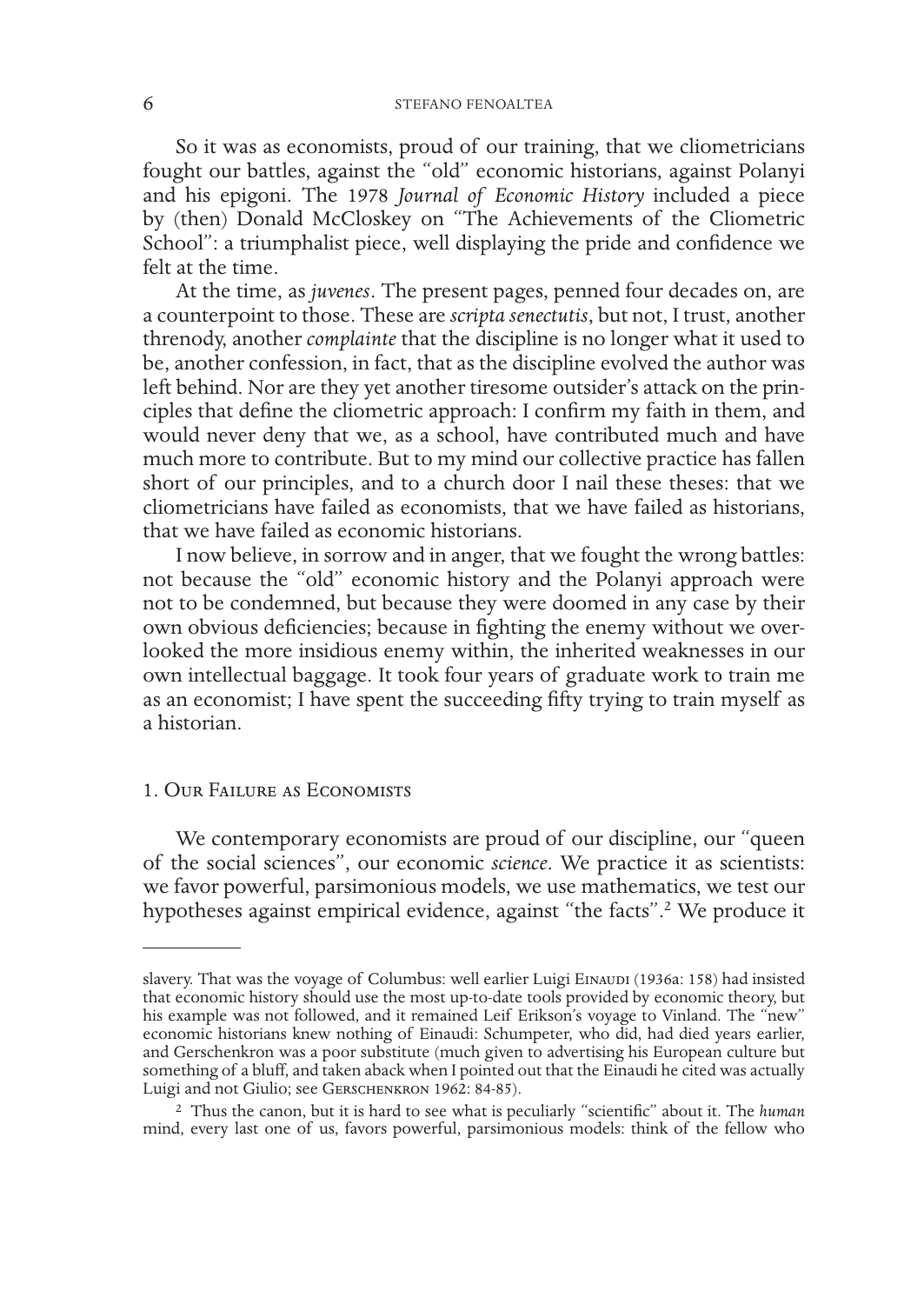So it was as economists, proud of our training, that we cliometricians fought our battles, against the "old" economic historians, against Polanyi and his epigoni. The 1978 *Journal of Economic History* included a piece by (then) Donald McCloskey on "The Achievements of the Cliometric School": a triumphalist piece, well displaying the pride and confidence we felt at the time.

At the time, as *juvenes*. The present pages, penned four decades on, are a counterpoint to those. These are *scripta senectutis*, but not, I trust, another threnody, another *complainte* that the discipline is no longer what it used to be, another confession, in fact, that as the discipline evolved the author was left behind. Nor are they yet another tiresome outsider's attack on the principles that define the cliometric approach: I confirm my faith in them, and would never deny that we, as a school, have contributed much and have much more to contribute. But to my mind our collective practice has fallen short of our principles, and to a church door I nail these theses: that we cliometricians have failed as economists, that we have failed as historians, that we have failed as economic historians.

I now believe, in sorrow and in anger, that we fought the wrong battles: not because the "old" economic history and the Polanyi approach were not to be condemned, but because they were doomed in any case by their own obvious deficiencies; because in fighting the enemy without we overlooked the more insidious enemy within, the inherited weaknesses in our own intellectual baggage. It took four years of graduate work to train me as an economist; I have spent the succeeding fifty trying to train myself as a historian.

## 1. Our Failure as Economists

We contemporary economists are proud of our discipline, our "queen of the social sciences", our economic *science*. We practice it as scientists: we favor powerful, parsimonious models, we use mathematics, we test our hypotheses against empirical evidence, against "the facts".[2] We produce it

---

slavery. That was the voyage of Columbus: well earlier Luigi Einaudi (1936a: 158) had insisted that economic history should use the most up-to-date tools provided by economic theory, but his example was not followed, and it remained Leif Erikson's voyage to Vinland. The "new" economic historians knew nothing of Einaudi: Schumpeter, who did, had died years earlier, and Gerschenkron was a poor substitute (much given to advertising his European culture but something of a bluff, and taken aback when I pointed out that the Einaudi he cited was actually Luigi and not Giulio; see Gerschenkron 1962: 84-85).

[2] Thus the canon, but it is hard to see what is peculiarly "scientific" about it. The *human* mind, every last one of us, favors powerful, parsimonious models: think of the fellow who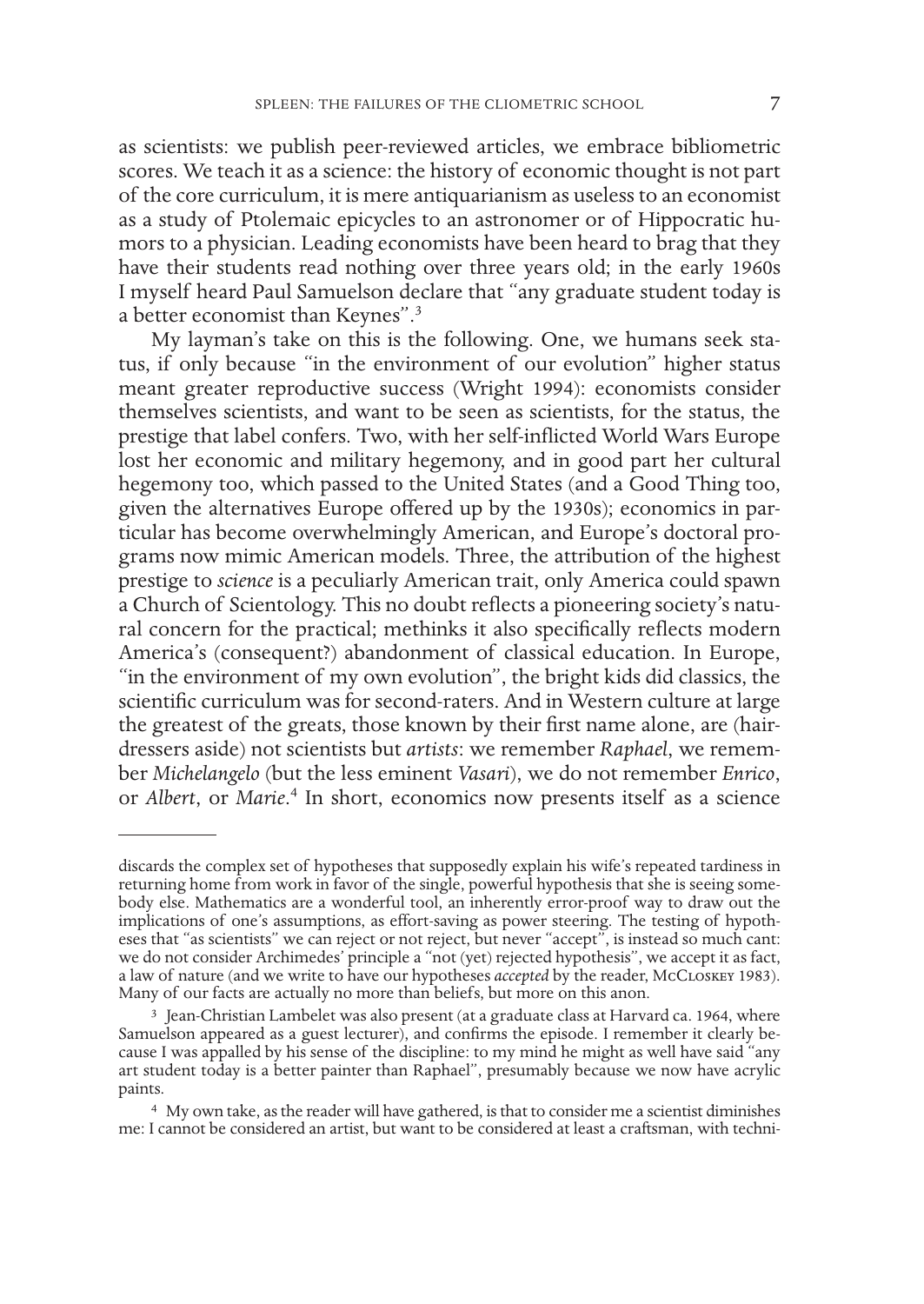as scientists: we publish peer-reviewed articles, we embrace bibliometric scores. We teach it as a science: the history of economic thought is not part of the core curriculum, it is mere antiquarianism as useless to an economist as a study of Ptolemaic epicycles to an astronomer or of Hippocratic humors to a physician. Leading economists have been heard to brag that they have their students read nothing over three years old; in the early 1960s I myself heard Paul Samuelson declare that "any graduate student today is a better economist than Keynes".[3]

My layman's take on this is the following. One, we humans seek status, if only because "in the environment of our evolution" higher status meant greater reproductive success (Wright 1994): economists consider themselves scientists, and want to be seen as scientists, for the status, the prestige that label confers. Two, with her self-inflicted World Wars Europe lost her economic and military hegemony, and in good part her cultural hegemony too, which passed to the United States (and a Good Thing too, given the alternatives Europe offered up by the 1930s); economics in particular has become overwhelmingly American, and Europe's doctoral programs now mimic American models. Three, the attribution of the highest prestige to *science* is a peculiarly American trait, only America could spawn a Church of Scientology. This no doubt reflects a pioneering society's natural concern for the practical; methinks it also specifically reflects modern America's (consequent?) abandonment of classical education. In Europe, "in the environment of my own evolution", the bright kids did classics, the scientific curriculum was for second-raters. And in Western culture at large the greatest of the greats, those known by their first name alone, are (hairdressers aside) not scientists but *artists*: we remember *Raphael*, we remember *Michelangelo* (but the less eminent *Vasari*), we do not remember *Enrico*, or *Albert*, or *Marie*.[4] In short, economics now presents itself as a science

---

discards the complex set of hypotheses that supposedly explain his wife's repeated tardiness in returning home from work in favor of the single, powerful hypothesis that she is seeing somebody else. Mathematics are a wonderful tool, an inherently error-proof way to draw out the implications of one's assumptions, as effort-saving as power steering. The testing of hypotheses that "as scientists" we can reject or not reject, but never "accept", is instead so much cant: we do not consider Archimedes' principle a "not (yet) rejected hypothesis", we accept it as fact, a law of nature (and we write to have our hypotheses *accepted* by the reader, McCloskey 1983). Many of our facts are actually no more than beliefs, but more on this anon.

[3] Jean-Christian Lambelet was also present (at a graduate class at Harvard ca. 1964, where Samuelson appeared as a guest lecturer), and confirms the episode. I remember it clearly because I was appalled by his sense of the discipline: to my mind he might as well have said "any art student today is a better painter than Raphael", presumably because we now have acrylic paints.

[4] My own take, as the reader will have gathered, is that to consider me a scientist diminishes me: I cannot be considered an artist, but want to be considered at least a craftsman, with techni-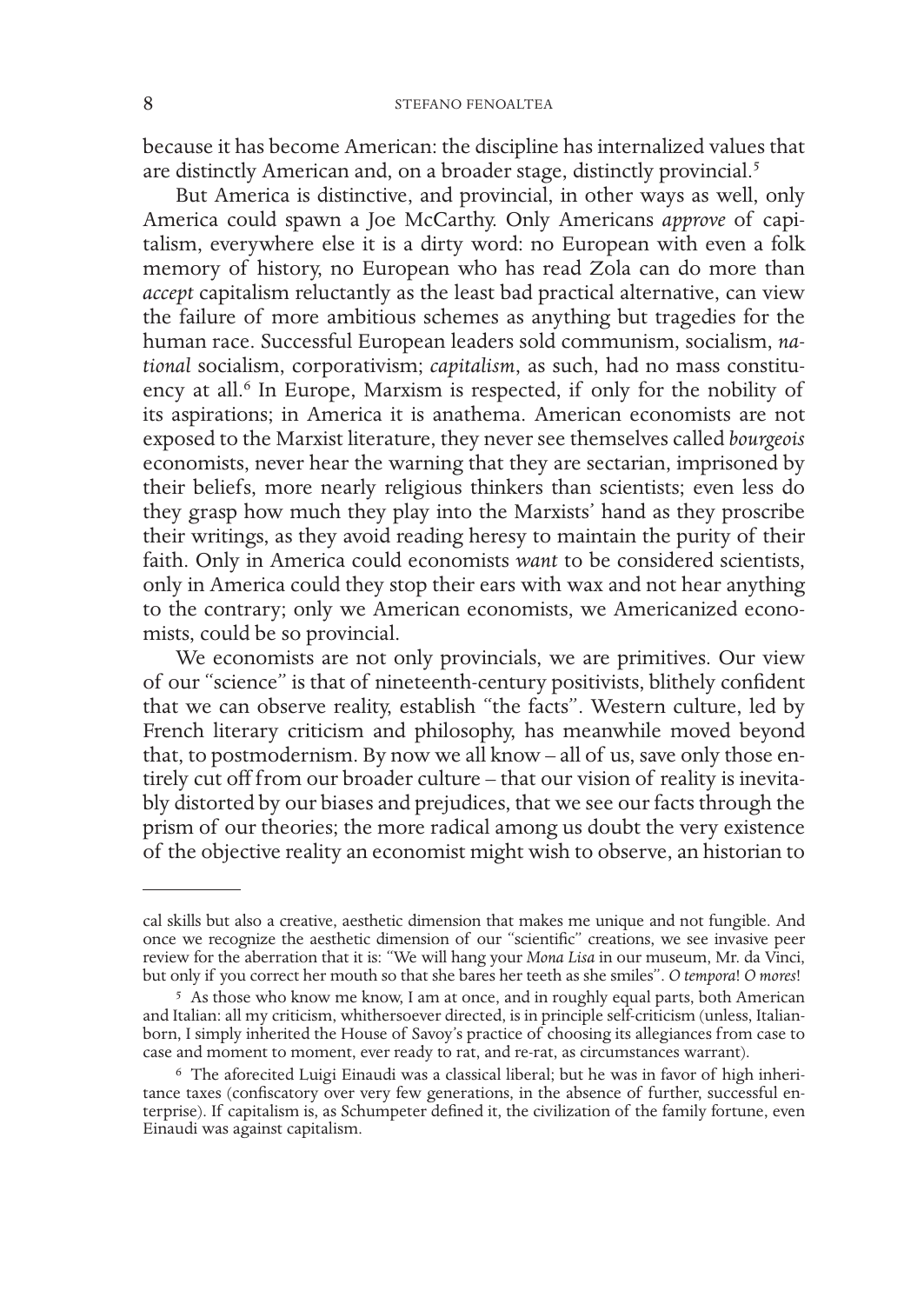because it has become American: the discipline has internalized values that are distinctly American and, on a broader stage, distinctly provincial.[5]

But America is distinctive, and provincial, in other ways as well, only America could spawn a Joe McCarthy. Only Americans *approve* of capitalism, everywhere else it is a dirty word: no European with even a folk memory of history, no European who has read Zola can do more than *accept* capitalism reluctantly as the least bad practical alternative, can view the failure of more ambitious schemes as anything but tragedies for the human race. Successful European leaders sold communism, socialism, *national* socialism, corporativism; *capitalism*, as such, had no mass constituency at all.[6] In Europe, Marxism is respected, if only for the nobility of its aspirations; in America it is anathema. American economists are not exposed to the Marxist literature, they never see themselves called *bourgeois* economists, never hear the warning that they are sectarian, imprisoned by their beliefs, more nearly religious thinkers than scientists; even less do they grasp how much they play into the Marxists' hand as they proscribe their writings, as they avoid reading heresy to maintain the purity of their faith. Only in America could economists *want* to be considered scientists, only in America could they stop their ears with wax and not hear anything to the contrary; only we American economists, we Americanized economists, could be so provincial.

We economists are not only provincials, we are primitives. Our view of our "science" is that of nineteenth-century positivists, blithely confident that we can observe reality, establish "the facts". Western culture, led by French literary criticism and philosophy, has meanwhile moved beyond that, to postmodernism. By now we all know – all of us, save only those entirely cut off from our broader culture – that our vision of reality is inevitably distorted by our biases and prejudices, that we see our facts through the prism of our theories; the more radical among us doubt the very existence of the objective reality an economist might wish to observe, an historian to

---

cal skills but also a creative, aesthetic dimension that makes me unique and not fungible. And once we recognize the aesthetic dimension of our "scientific" creations, we see invasive peer review for the aberration that it is: "We will hang your *Mona Lisa* in our museum, Mr. da Vinci, but only if you correct her mouth so that she bares her teeth as she smiles". *O tempora! O mores!*

[5] As those who know me know, I am at once, and in roughly equal parts, both American and Italian: all my criticism, whithersoever directed, is in principle self-criticism (unless, Italian-born, I simply inherited the House of Savoy's practice of choosing its allegiances from case to case and moment to moment, ever ready to rat, and re-rat, as circumstances warrant).

[6] The aforecited Luigi Einaudi was a classical liberal; but he was in favor of high inheritance taxes (confiscatory over very few generations, in the absence of further, successful enterprise). If capitalism is, as Schumpeter defined it, the civilization of the family fortune, even Einaudi was against capitalism.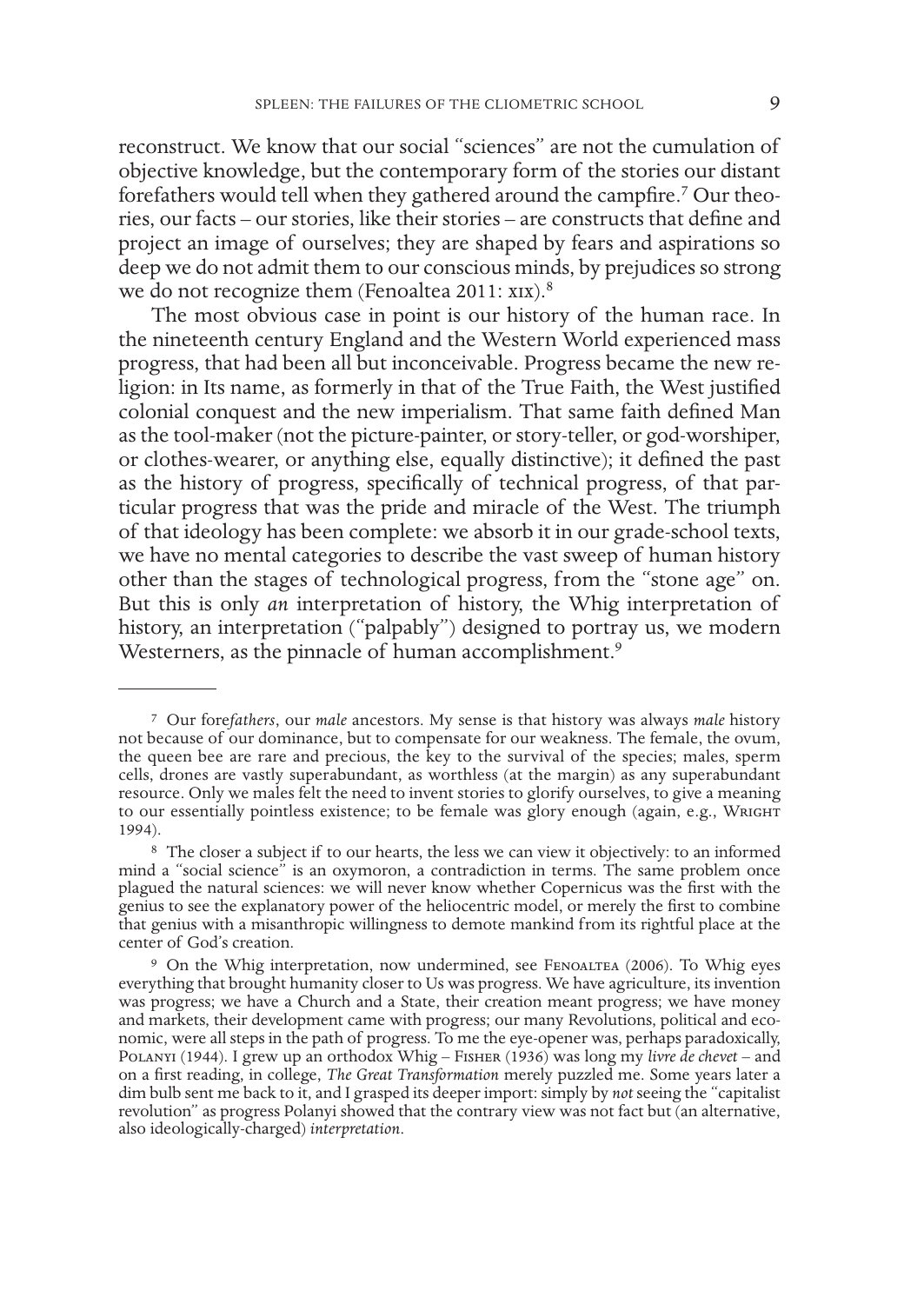reconstruct. We know that our social "sciences" are not the cumulation of objective knowledge, but the contemporary form of the stories our distant forefathers would tell when they gathered around the campfire.[7] Our theories, our facts – our stories, like their stories – are constructs that define and project an image of ourselves; they are shaped by fears and aspirations so deep we do not admit them to our conscious minds, by prejudices so strong we do not recognize them (Fenoaltea 2011: xix).[8]

The most obvious case in point is our history of the human race. In the nineteenth century England and the Western World experienced mass progress, that had been all but inconceivable. Progress became the new religion: in Its name, as formerly in that of the True Faith, the West justified colonial conquest and the new imperialism. That same faith defined Man as the tool-maker (not the picture-painter, or story-teller, or god-worshiper, or clothes-wearer, or anything else, equally distinctive); it defined the past as the history of progress, specifically of technical progress, of that particular progress that was the pride and miracle of the West. The triumph of that ideology has been complete: we absorb it in our grade-school texts, we have no mental categories to describe the vast sweep of human history other than the stages of technological progress, from the "stone age" on. But this is only *an* interpretation of history, the Whig interpretation of history, an interpretation ("palpably") designed to portray us, we modern Westerners, as the pinnacle of human accomplishment.[9]

---

[7] Our fore*fathers*, our *male* ancestors. My sense is that history was always *male* history not because of our dominance, but to compensate for our weakness. The female, the ovum, the queen bee are rare and precious, the key to the survival of the species; males, sperm cells, drones are vastly superabundant, as worthless (at the margin) as any superabundant resource. Only we males felt the need to invent stories to glorify ourselves, to give a meaning to our essentially pointless existence; to be female was glory enough (again, e.g., Wright 1994).

[8] The closer a subject if to our hearts, the less we can view it objectively: to an informed mind a "social science" is an oxymoron, a contradiction in terms. The same problem once plagued the natural sciences: we will never know whether Copernicus was the first with the genius to see the explanatory power of the heliocentric model, or merely the first to combine that genius with a misanthropic willingness to demote mankind from its rightful place at the center of God's creation.

[9] On the Whig interpretation, now undermined, see Fenoaltea (2006). To Whig eyes everything that brought humanity closer to Us was progress. We have agriculture, its invention was progress; we have a Church and a State, their creation meant progress; we have money and markets, their development came with progress; our many Revolutions, political and economic, were all steps in the path of progress. To me the eye-opener was, perhaps paradoxically, Polanyi (1944). I grew up an orthodox Whig – Fisher (1936) was long my *livre de chevet* – and on a first reading, in college, *The Great Transformation* merely puzzled me. Some years later a dim bulb sent me back to it, and I grasped its deeper import: simply by *not* seeing the "capitalist revolution" as progress Polanyi showed that the contrary view was not fact but (an alternative, also ideologically-charged) *interpretation*.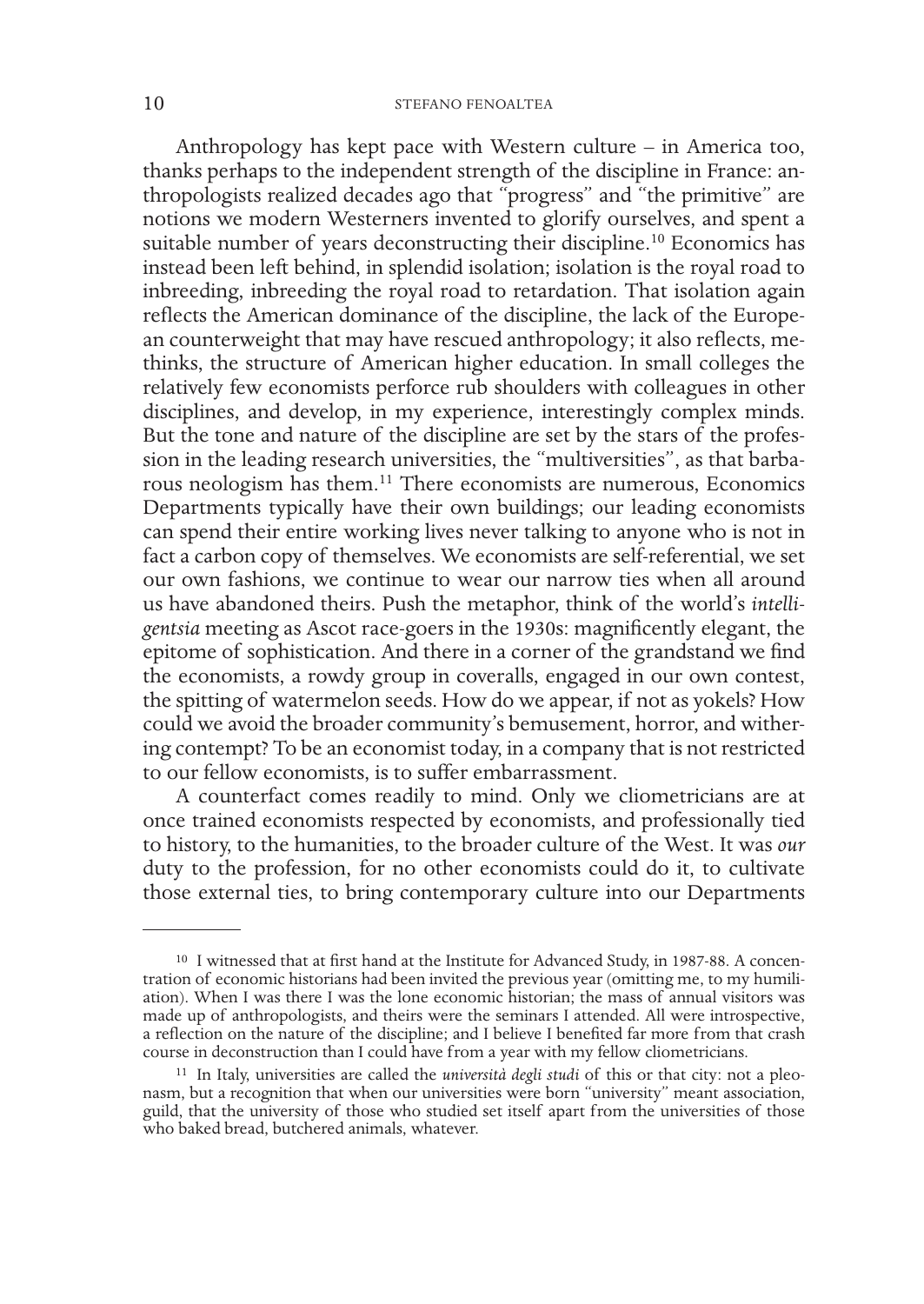Anthropology has kept pace with Western culture – in America too, thanks perhaps to the independent strength of the discipline in France: anthropologists realized decades ago that "progress" and "the primitive" are notions we modern Westerners invented to glorify ourselves, and spent a suitable number of years deconstructing their discipline.[10] Economics has instead been left behind, in splendid isolation; isolation is the royal road to inbreeding, inbreeding the royal road to retardation. That isolation again reflects the American dominance of the discipline, the lack of the European counterweight that may have rescued anthropology; it also reflects, methinks, the structure of American higher education. In small colleges the relatively few economists perforce rub shoulders with colleagues in other disciplines, and develop, in my experience, interestingly complex minds. But the tone and nature of the discipline are set by the stars of the profession in the leading research universities, the "multiversities", as that barbarous neologism has them.[11] There economists are numerous, Economics Departments typically have their own buildings; our leading economists can spend their entire working lives never talking to anyone who is not in fact a carbon copy of themselves. We economists are self-referential, we set our own fashions, we continue to wear our narrow ties when all around us have abandoned theirs. Push the metaphor, think of the world's *intelligentsia* meeting as Ascot race-goers in the 1930s: magnificently elegant, the epitome of sophistication. And there in a corner of the grandstand we find the economists, a rowdy group in coveralls, engaged in our own contest, the spitting of watermelon seeds. How do we appear, if not as yokels? How could we avoid the broader community's bemusement, horror, and withering contempt? To be an economist today, in a company that is not restricted to our fellow economists, is to suffer embarrassment.

A counterfact comes readily to mind. Only we cliometricians are at once trained economists respected by economists, and professionally tied to history, to the humanities, to the broader culture of the West. It was *our* duty to the profession, for no other economists could do it, to cultivate those external ties, to bring contemporary culture into our Departments

---

[10] I witnessed that at first hand at the Institute for Advanced Study, in 1987-88. A concentration of economic historians had been invited the previous year (omitting me, to my humiliation). When I was there I was the lone economic historian; the mass of annual visitors was made up of anthropologists, and theirs were the seminars I attended. All were introspective, a reflection on the nature of the discipline; and I believe I benefited far more from that crash course in deconstruction than I could have from a year with my fellow cliometricians.

[11] In Italy, universities are called the *università degli studi* of this or that city: not a pleonasm, but a recognition that when our universities were born "university" meant association, guild, that the university of those who studied set itself apart from the universities of those who baked bread, butchered animals, whatever.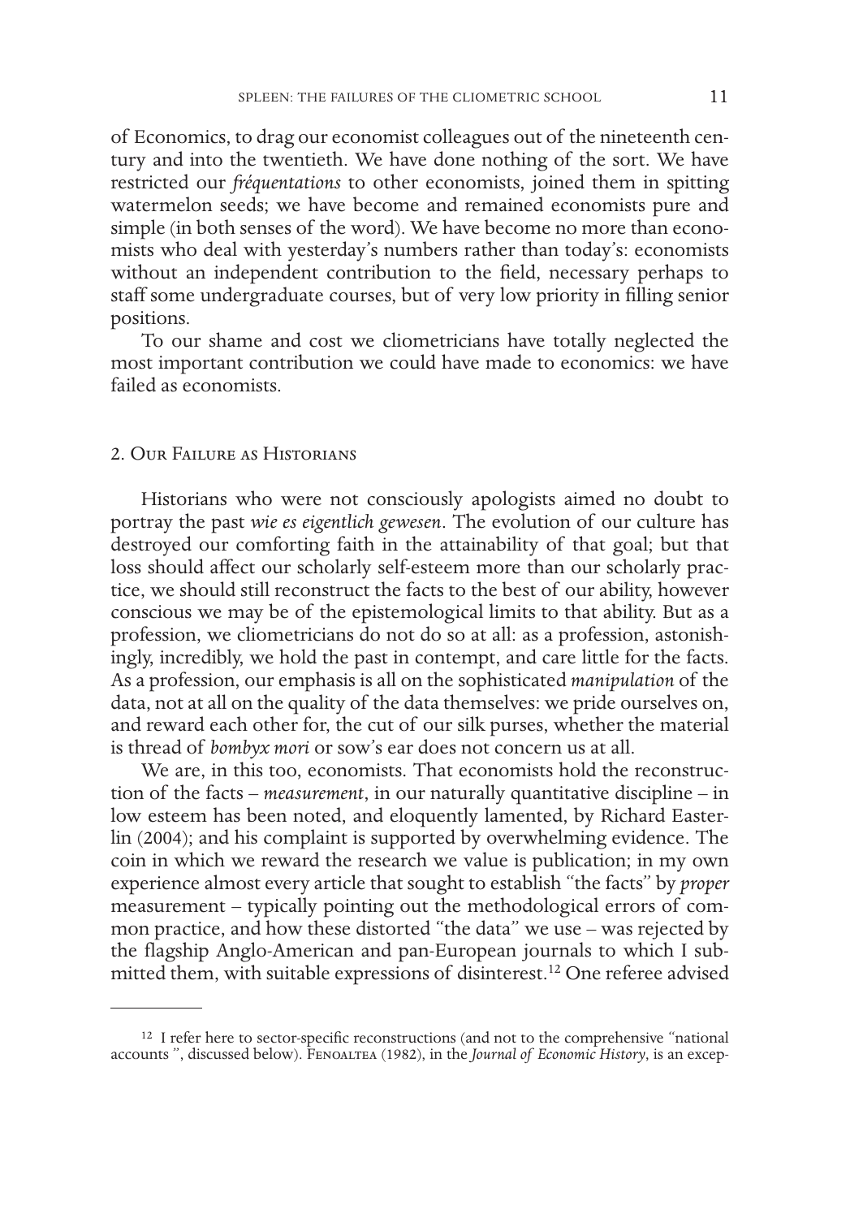of Economics, to drag our economist colleagues out of the nineteenth century and into the twentieth. We have done nothing of the sort. We have restricted our *fréquentations* to other economists, joined them in spitting watermelon seeds; we have become and remained economists pure and simple (in both senses of the word). We have become no more than economists who deal with yesterday's numbers rather than today's: economists without an independent contribution to the field, necessary perhaps to staff some undergraduate courses, but of very low priority in filling senior positions.

To our shame and cost we cliometricians have totally neglected the most important contribution we could have made to economics: we have failed as economists.

## 2. Our Failure as Historians

Historians who were not consciously apologists aimed no doubt to portray the past *wie es eigentlich gewesen*. The evolution of our culture has destroyed our comforting faith in the attainability of that goal; but that loss should affect our scholarly self-esteem more than our scholarly practice, we should still reconstruct the facts to the best of our ability, however conscious we may be of the epistemological limits to that ability. But as a profession, we cliometricians do not do so at all: as a profession, astonishingly, incredibly, we hold the past in contempt, and care little for the facts. As a profession, our emphasis is all on the sophisticated *manipulation* of the data, not at all on the quality of the data themselves: we pride ourselves on, and reward each other for, the cut of our silk purses, whether the material is thread of *bombyx mori* or sow's ear does not concern us at all.

We are, in this too, economists. That economists hold the reconstruction of the facts – *measurement*, in our naturally quantitative discipline – in low esteem has been noted, and eloquently lamented, by Richard Easterlin (2004); and his complaint is supported by overwhelming evidence. The coin in which we reward the research we value is publication; in my own experience almost every article that sought to establish "the facts" by *proper* measurement – typically pointing out the methodological errors of common practice, and how these distorted "the data" we use – was rejected by the flagship Anglo-American and pan-European journals to which I submitted them, with suitable expressions of disinterest.[12] One referee advised

[12] I refer here to sector-specific reconstructions (and not to the comprehensive "national accounts", discussed below). Fenoaltea (1982), in the *Journal of Economic History*, is an excep-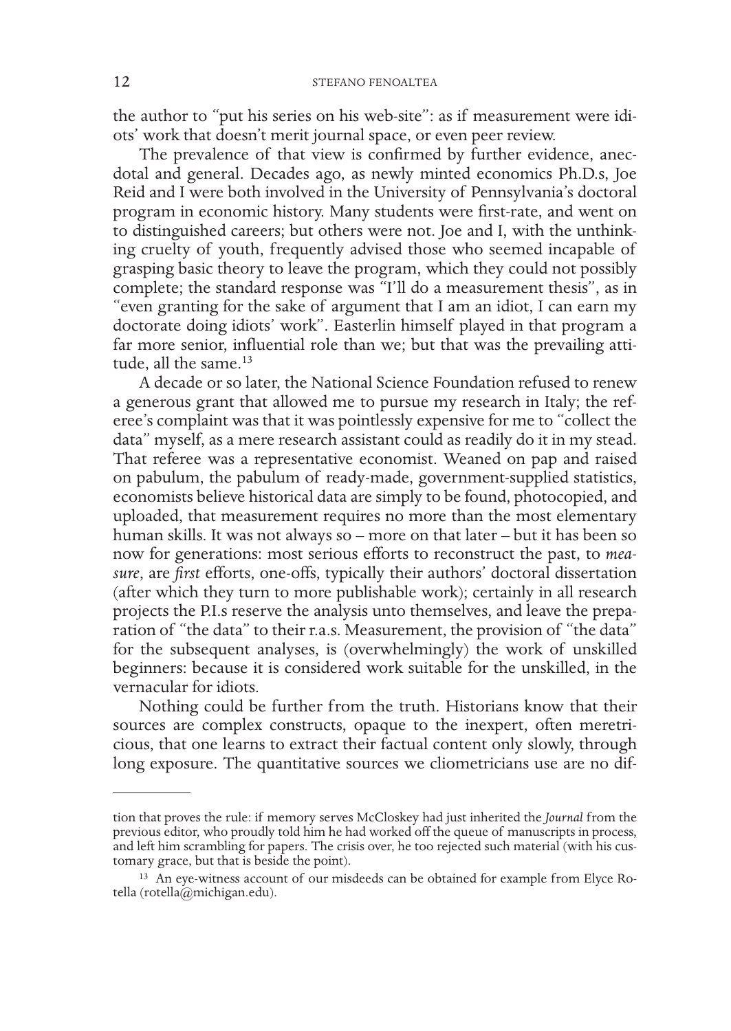the author to "put his series on his web-site": as if measurement were idiots' work that doesn't merit journal space, or even peer review.

The prevalence of that view is confirmed by further evidence, anecdotal and general. Decades ago, as newly minted economics Ph.D.s, Joe Reid and I were both involved in the University of Pennsylvania's doctoral program in economic history. Many students were first-rate, and went on to distinguished careers; but others were not. Joe and I, with the unthinking cruelty of youth, frequently advised those who seemed incapable of grasping basic theory to leave the program, which they could not possibly complete; the standard response was "I'll do a measurement thesis", as in "even granting for the sake of argument that I am an idiot, I can earn my doctorate doing idiots' work". Easterlin himself played in that program a far more senior, influential role than we; but that was the prevailing attitude, all the same.[13]

A decade or so later, the National Science Foundation refused to renew a generous grant that allowed me to pursue my research in Italy; the referee's complaint was that it was pointlessly expensive for me to "collect the data" myself, as a mere research assistant could as readily do it in my stead. That referee was a representative economist. Weaned on pap and raised on pabulum, the pabulum of ready-made, government-supplied statistics, economists believe historical data are simply to be found, photocopied, and uploaded, that measurement requires no more than the most elementary human skills. It was not always so – more on that later – but it has been so now for generations: most serious efforts to reconstruct the past, to *measure*, are *first* efforts, one-offs, typically their authors' doctoral dissertation (after which they turn to more publishable work); certainly in all research projects the P.I.s reserve the analysis unto themselves, and leave the preparation of "the data" to their r.a.s. Measurement, the provision of "the data" for the subsequent analyses, is (overwhelmingly) the work of unskilled beginners: because it is considered work suitable for the unskilled, in the vernacular for idiots.

Nothing could be further from the truth. Historians know that their sources are complex constructs, opaque to the inexpert, often meretricious, that one learns to extract their factual content only slowly, through long exposure. The quantitative sources we cliometricians use are no dif-

---

tion that proves the rule: if memory serves McCloskey had just inherited the *Journal* from the previous editor, who proudly told him he had worked off the queue of manuscripts in process, and left him scrambling for papers. The crisis over, he too rejected such material (with his customary grace, but that is beside the point).

[13] An eye-witness account of our misdeeds can be obtained for example from Elyce Rotella (rotella@michigan.edu).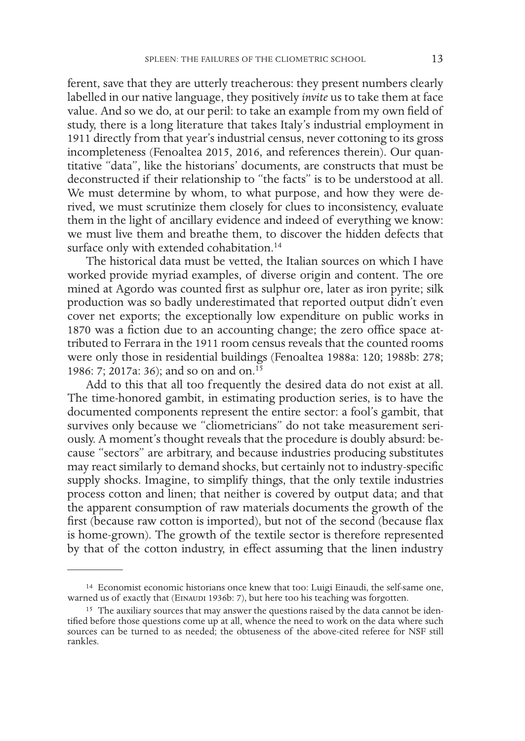ferent, save that they are utterly treacherous: they present numbers clearly labelled in our native language, they positively *invite* us to take them at face value. And so we do, at our peril: to take an example from my own field of study, there is a long literature that takes Italy's industrial employment in 1911 directly from that year's industrial census, never cottoning to its gross incompleteness (Fenoaltea 2015, 2016, and references therein). Our quantitative "data", like the historians' documents, are constructs that must be deconstructed if their relationship to "the facts" is to be understood at all. We must determine by whom, to what purpose, and how they were derived, we must scrutinize them closely for clues to inconsistency, evaluate them in the light of ancillary evidence and indeed of everything we know: we must live them and breathe them, to discover the hidden defects that surface only with extended cohabitation.[14]

The historical data must be vetted, the Italian sources on which I have worked provide myriad examples, of diverse origin and content. The ore mined at Agordo was counted first as sulphur ore, later as iron pyrite; silk production was so badly underestimated that reported output didn't even cover net exports; the exceptionally low expenditure on public works in 1870 was a fiction due to an accounting change; the zero office space attributed to Ferrara in the 1911 room census reveals that the counted rooms were only those in residential buildings (Fenoaltea 1988a: 120; 1988b: 278; 1986: 7; 2017a: 36); and so on and on.[15]

Add to this that all too frequently the desired data do not exist at all. The time-honored gambit, in estimating production series, is to have the documented components represent the entire sector: a fool's gambit, that survives only because we "cliometricians" do not take measurement seriously. A moment's thought reveals that the procedure is doubly absurd: because "sectors" are arbitrary, and because industries producing substitutes may react similarly to demand shocks, but certainly not to industry-specific supply shocks. Imagine, to simplify things, that the only textile industries process cotton and linen; that neither is covered by output data; and that the apparent consumption of raw materials documents the growth of the first (because raw cotton is imported), but not of the second (because flax is home-grown). The growth of the textile sector is therefore represented by that of the cotton industry, in effect assuming that the linen industry

---

[14] Economist economic historians once knew that too: Luigi Einaudi, the self-same one, warned us of exactly that (Einaudi 1936b: 7), but here too his teaching was forgotten.

[15] The auxiliary sources that may answer the questions raised by the data cannot be identified before those questions come up at all, whence the need to work on the data where such sources can be turned to as needed; the obtuseness of the above-cited referee for NSF still rankles.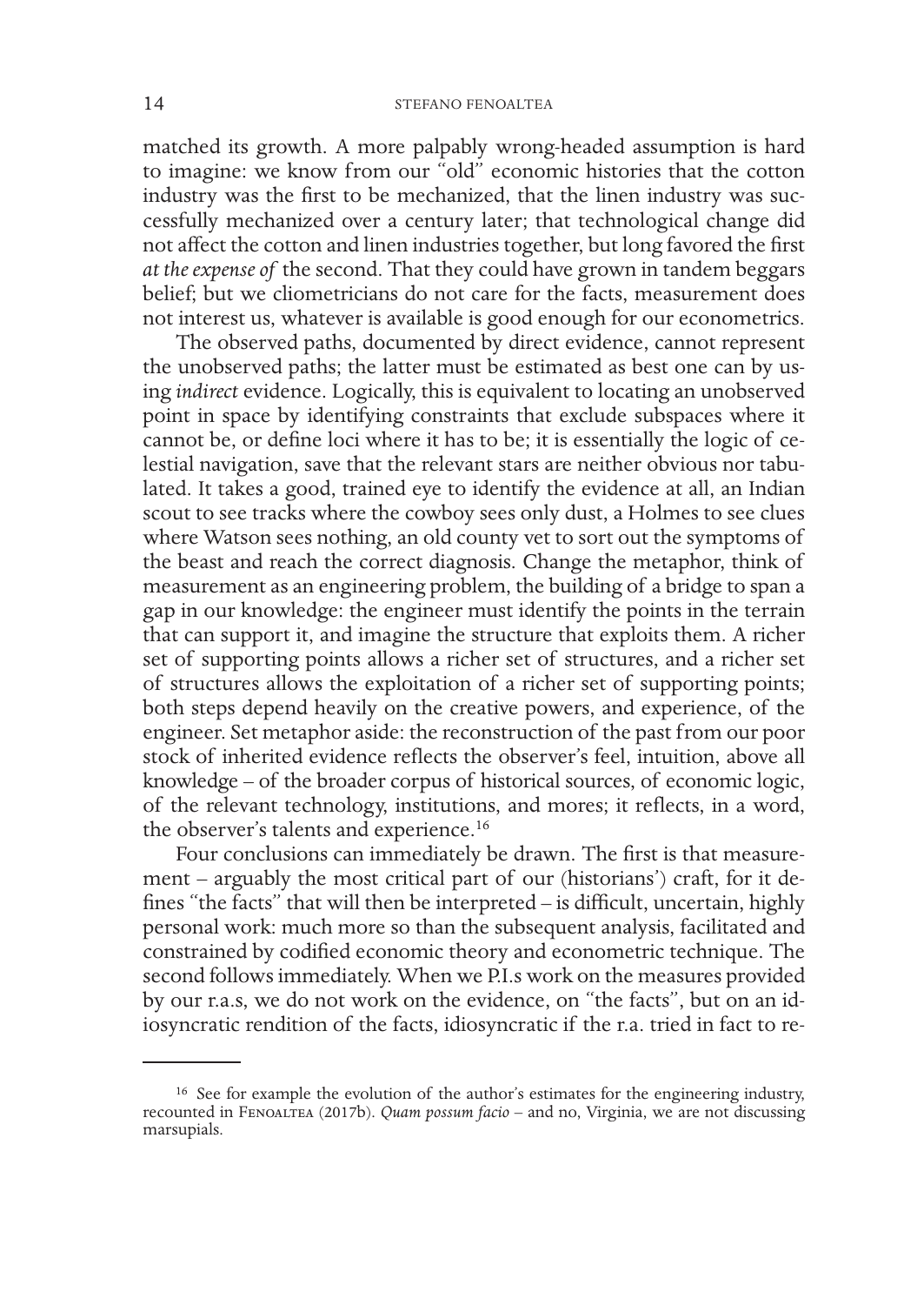matched its growth. A more palpably wrong-headed assumption is hard to imagine: we know from our "old" economic histories that the cotton industry was the first to be mechanized, that the linen industry was successfully mechanized over a century later; that technological change did not affect the cotton and linen industries together, but long favored the first *at the expense of* the second. That they could have grown in tandem beggars belief; but we cliometricians do not care for the facts, measurement does not interest us, whatever is available is good enough for our econometrics.

The observed paths, documented by direct evidence, cannot represent the unobserved paths; the latter must be estimated as best one can by using *indirect* evidence. Logically, this is equivalent to locating an unobserved point in space by identifying constraints that exclude subspaces where it cannot be, or define loci where it has to be; it is essentially the logic of celestial navigation, save that the relevant stars are neither obvious nor tabulated. It takes a good, trained eye to identify the evidence at all, an Indian scout to see tracks where the cowboy sees only dust, a Holmes to see clues where Watson sees nothing, an old county vet to sort out the symptoms of the beast and reach the correct diagnosis. Change the metaphor, think of measurement as an engineering problem, the building of a bridge to span a gap in our knowledge: the engineer must identify the points in the terrain that can support it, and imagine the structure that exploits them. A richer set of supporting points allows a richer set of structures, and a richer set of structures allows the exploitation of a richer set of supporting points; both steps depend heavily on the creative powers, and experience, of the engineer. Set metaphor aside: the reconstruction of the past from our poor stock of inherited evidence reflects the observer's feel, intuition, above all knowledge – of the broader corpus of historical sources, of economic logic, of the relevant technology, institutions, and mores; it reflects, in a word, the observer's talents and experience.[16]

Four conclusions can immediately be drawn. The first is that measurement – arguably the most critical part of our (historians') craft, for it defines "the facts" that will then be interpreted – is difficult, uncertain, highly personal work: much more so than the subsequent analysis, facilitated and constrained by codified economic theory and econometric technique. The second follows immediately. When we P.I.s work on the measures provided by our r.a.s, we do not work on the evidence, on "the facts", but on an idiosyncratic rendition of the facts, idiosyncratic if the r.a. tried in fact to re-

[16] See for example the evolution of the author's estimates for the engineering industry, recounted in Fenoaltea (2017b). *Quam possum facio* – and no, Virginia, we are not discussing marsupials.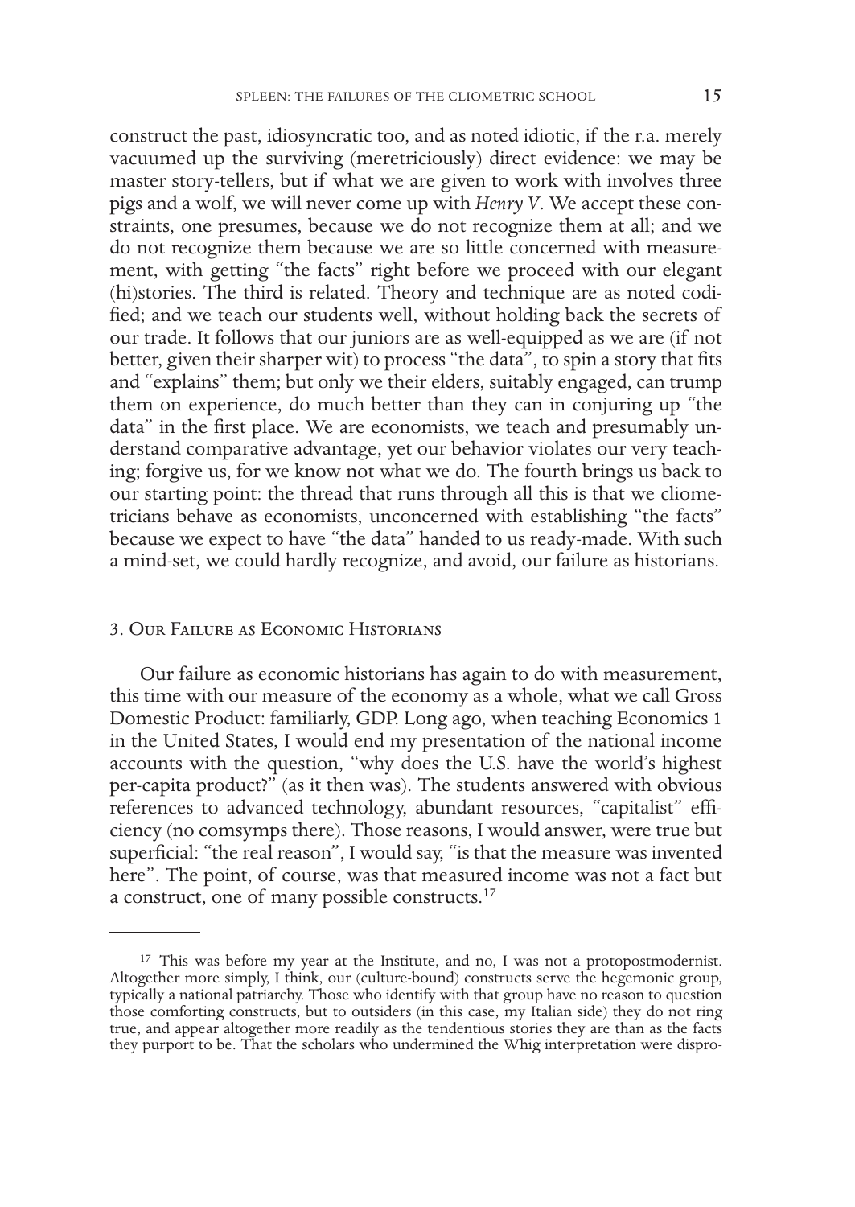construct the past, idiosyncratic too, and as noted idiotic, if the r.a. merely vacuumed up the surviving (meretriciously) direct evidence: we may be master story-tellers, but if what we are given to work with involves three pigs and a wolf, we will never come up with *Henry V*. We accept these constraints, one presumes, because we do not recognize them at all; and we do not recognize them because we are so little concerned with measurement, with getting "the facts" right before we proceed with our elegant (hi)stories. The third is related. Theory and technique are as noted codified; and we teach our students well, without holding back the secrets of our trade. It follows that our juniors are as well-equipped as we are (if not better, given their sharper wit) to process "the data", to spin a story that fits and "explains" them; but only we their elders, suitably engaged, can trump them on experience, do much better than they can in conjuring up "the data" in the first place. We are economists, we teach and presumably understand comparative advantage, yet our behavior violates our very teaching; forgive us, for we know not what we do. The fourth brings us back to our starting point: the thread that runs through all this is that we cliometricians behave as economists, unconcerned with establishing "the facts" because we expect to have "the data" handed to us ready-made. With such a mind-set, we could hardly recognize, and avoid, our failure as historians.

## 3. Our Failure as Economic Historians

Our failure as economic historians has again to do with measurement, this time with our measure of the economy as a whole, what we call Gross Domestic Product: familiarly, GDP. Long ago, when teaching Economics 1 in the United States, I would end my presentation of the national income accounts with the question, "why does the U.S. have the world's highest per-capita product?" (as it then was). The students answered with obvious references to advanced technology, abundant resources, "capitalist" efficiency (no comsymps there). Those reasons, I would answer, were true but superficial: "the real reason", I would say, "is that the measure was invented here". The point, of course, was that measured income was not a fact but a construct, one of many possible constructs.[17]

---

[17] This was before my year at the Institute, and no, I was not a protopostmodernist. Altogether more simply, I think, our (culture-bound) constructs serve the hegemonic group, typically a national patriarchy. Those who identify with that group have no reason to question those comforting constructs, but to outsiders (in this case, my Italian side) they do not ring true, and appear altogether more readily as the tendentious stories they are than as the facts they purport to be. That the scholars who undermined the Whig interpretation were dispro-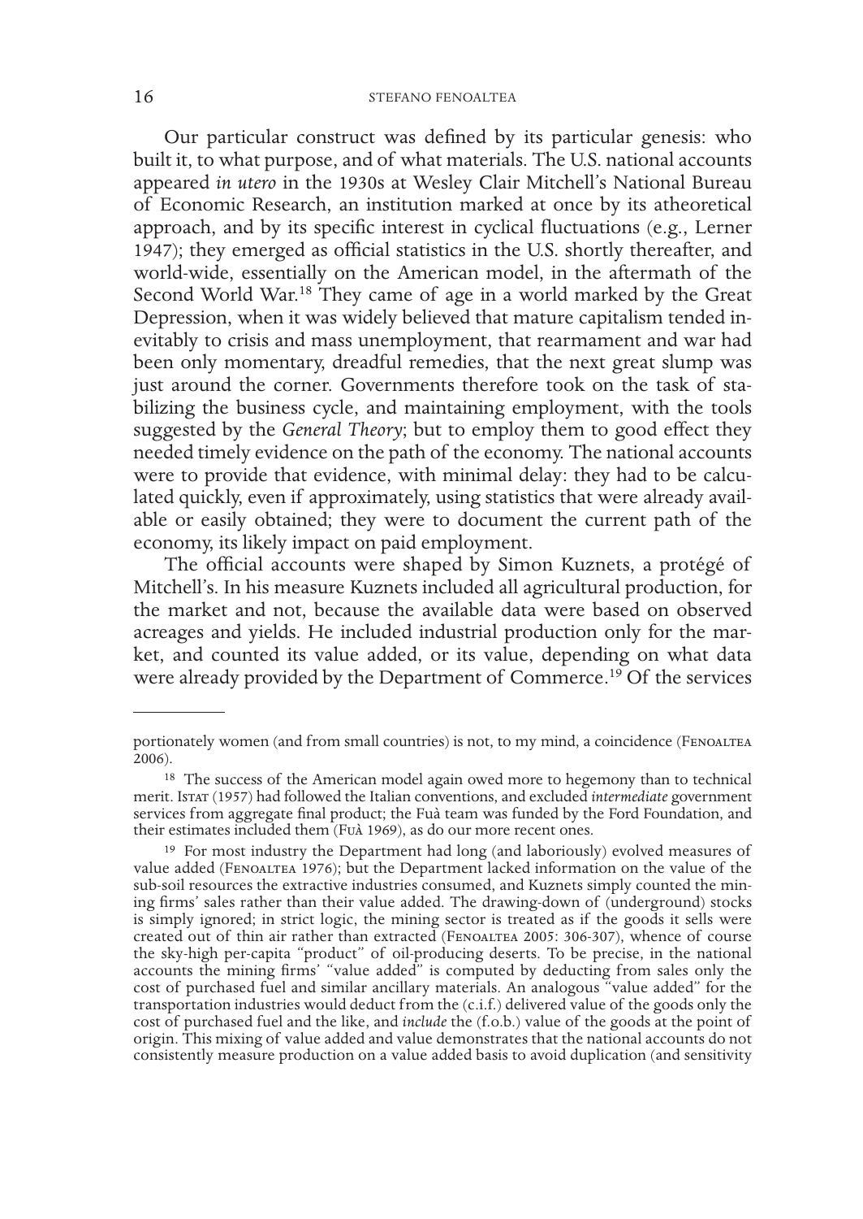Our particular construct was defined by its particular genesis: who built it, to what purpose, and of what materials. The U.S. national accounts appeared *in utero* in the 1930s at Wesley Clair Mitchell's National Bureau of Economic Research, an institution marked at once by its atheoretical approach, and by its specific interest in cyclical fluctuations (e.g., Lerner 1947); they emerged as official statistics in the U.S. shortly thereafter, and world-wide, essentially on the American model, in the aftermath of the Second World War.[18] They came of age in a world marked by the Great Depression, when it was widely believed that mature capitalism tended inevitably to crisis and mass unemployment, that rearmament and war had been only momentary, dreadful remedies, that the next great slump was just around the corner. Governments therefore took on the task of stabilizing the business cycle, and maintaining employment, with the tools suggested by the *General Theory*; but to employ them to good effect they needed timely evidence on the path of the economy. The national accounts were to provide that evidence, with minimal delay: they had to be calculated quickly, even if approximately, using statistics that were already available or easily obtained; they were to document the current path of the economy, its likely impact on paid employment.

The official accounts were shaped by Simon Kuznets, a protégé of Mitchell's. In his measure Kuznets included all agricultural production, for the market and not, because the available data were based on observed acreages and yields. He included industrial production only for the market, and counted its value added, or its value, depending on what data were already provided by the Department of Commerce.[19] Of the services

---

portionately women (and from small countries) is not, to my mind, a coincidence (Fenoaltea 2006).

[18] The success of the American model again owed more to hegemony than to technical merit. Istat (1957) had followed the Italian conventions, and excluded *intermediate* government services from aggregate final product; the Fuà team was funded by the Ford Foundation, and their estimates included them (Fuà 1969), as do our more recent ones.

[19] For most industry the Department had long (and laboriously) evolved measures of value added (Fenoaltea 1976); but the Department lacked information on the value of the sub-soil resources the extractive industries consumed, and Kuznets simply counted the mining firms' sales rather than their value added. The drawing-down of (underground) stocks is simply ignored; in strict logic, the mining sector is treated as if the goods it sells were created out of thin air rather than extracted (Fenoaltea 2005: 306-307), whence of course the sky-high per-capita "product" of oil-producing deserts. To be precise, in the national accounts the mining firms' "value added" is computed by deducting from sales only the cost of purchased fuel and similar ancillary materials. An analogous "value added" for the transportation industries would deduct from the (c.i.f.) delivered value of the goods only the cost of purchased fuel and the like, and *include* the (f.o.b.) value of the goods at the point of origin. This mixing of value added and value demonstrates that the national accounts do not consistently measure production on a value added basis to avoid duplication (and sensitivity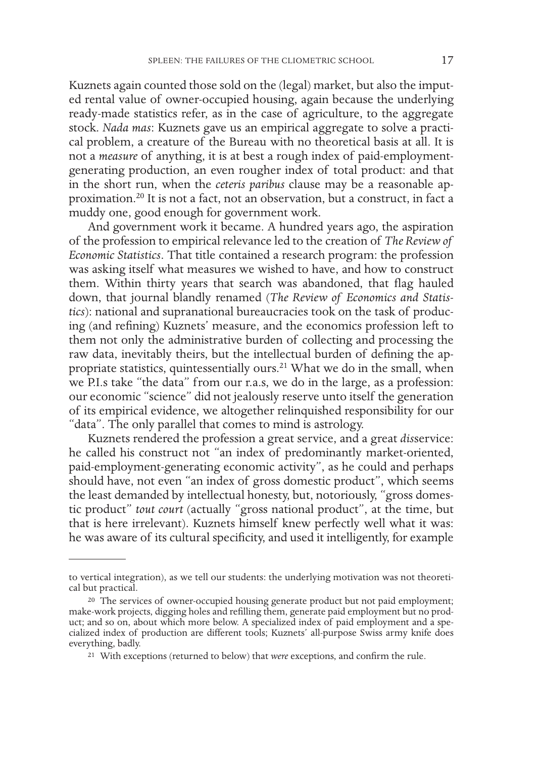Kuznets again counted those sold on the (legal) market, but also the imputed rental value of owner-occupied housing, again because the underlying ready-made statistics refer, as in the case of agriculture, to the aggregate stock. *Nada mas*: Kuznets gave us an empirical aggregate to solve a practical problem, a creature of the Bureau with no theoretical basis at all. It is not a *measure* of anything, it is at best a rough index of paid-employment-generating production, an even rougher index of total product: and that in the short run, when the *ceteris paribus* clause may be a reasonable approximation.[20] It is not a fact, not an observation, but a construct, in fact a muddy one, good enough for government work.

And government work it became. A hundred years ago, the aspiration of the profession to empirical relevance led to the creation of *The Review of Economic Statistics*. That title contained a research program: the profession was asking itself what measures we wished to have, and how to construct them. Within thirty years that search was abandoned, that flag hauled down, that journal blandly renamed (*The Review of Economics and Statistics*): national and supranational bureaucracies took on the task of producing (and refining) Kuznets' measure, and the economics profession left to them not only the administrative burden of collecting and processing the raw data, inevitably theirs, but the intellectual burden of defining the appropriate statistics, quintessentially ours.[21] What we do in the small, when we P.I.s take "the data" from our r.a.s, we do in the large, as a profession: our economic "science" did not jealously reserve unto itself the generation of its empirical evidence, we altogether relinquished responsibility for our "data". The only parallel that comes to mind is astrology.

Kuznets rendered the profession a great service, and a great *dis*service: he called his construct not "an index of predominantly market-oriented, paid-employment-generating economic activity", as he could and perhaps should have, not even "an index of gross domestic product", which seems the least demanded by intellectual honesty, but, notoriously, "gross domestic product" *tout court* (actually "gross national product", at the time, but that is here irrelevant). Kuznets himself knew perfectly well what it was: he was aware of its cultural specificity, and used it intelligently, for example

---

to vertical integration), as we tell our students: the underlying motivation was not theoretical but practical.

[20] The services of owner-occupied housing generate product but not paid employment; make-work projects, digging holes and refilling them, generate paid employment but no product; and so on, about which more below. A specialized index of paid employment and a specialized index of production are different tools; Kuznets' all-purpose Swiss army knife does everything, badly.

[21] With exceptions (returned to below) that *were* exceptions, and confirm the rule.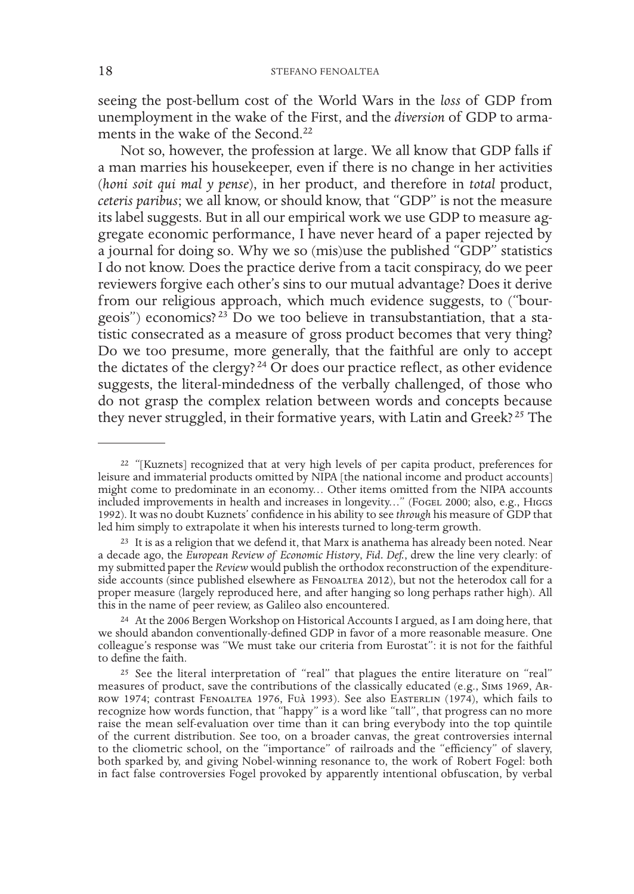seeing the post-bellum cost of the World Wars in the *loss* of GDP from unemployment in the wake of the First, and the *diversion* of GDP to armaments in the wake of the Second.[22]

Not so, however, the profession at large. We all know that GDP falls if a man marries his housekeeper, even if there is no change in her activities (*honi soit qui mal y pense*), in her product, and therefore in *total* product, *ceteris paribus*; we all know, or should know, that "GDP" is not the measure its label suggests. But in all our empirical work we use GDP to measure aggregate economic performance, I have never heard of a paper rejected by a journal for doing so. Why we so (mis)use the published "GDP" statistics I do not know. Does the practice derive from a tacit conspiracy, do we peer reviewers forgive each other's sins to our mutual advantage? Does it derive from our religious approach, which much evidence suggests, to ("bourgeois") economics?[23] Do we too believe in transubstantiation, that a statistic consecrated as a measure of gross product becomes that very thing? Do we too presume, more generally, that the faithful are only to accept the dictates of the clergy?[24] Or does our practice reflect, as other evidence suggests, the literal-mindedness of the verbally challenged, of those who do not grasp the complex relation between words and concepts because they never struggled, in their formative years, with Latin and Greek?[25] The

---

[22] "[Kuznets] recognized that at very high levels of per capita product, preferences for leisure and immaterial products omitted by NIPA [the national income and product accounts] might come to predominate in an economy... Other items omitted from the NIPA accounts included improvements in health and increases in longevity..." (Fogel 2000; also, e.g., Higgs 1992). It was no doubt Kuznets' confidence in his ability to see *through* his measure of GDP that led him simply to extrapolate it when his interests turned to long-term growth.

[23] It is as a religion that we defend it, that Marx is anathema has already been noted. Near a decade ago, the *European Review of Economic History*, *Fid. Def.*, drew the line very clearly: of my submitted paper the *Review* would publish the orthodox reconstruction of the expenditure-side accounts (since published elsewhere as Fenoaltea 2012), but not the heterodox call for a proper measure (largely reproduced here, and after hanging so long perhaps rather high). All this in the name of peer review, as Galileo also encountered.

[24] At the 2006 Bergen Workshop on Historical Accounts I argued, as I am doing here, that we should abandon conventionally-defined GDP in favor of a more reasonable measure. One colleague's response was "We must take our criteria from Eurostat": it is not for the faithful to define the faith.

[25] See the literal interpretation of "real" that plagues the entire literature on "real" measures of product, save the contributions of the classically educated (e.g., Sims 1969, Arrow 1974; contrast Fenoaltea 1976, Fuà 1993). See also Easterlin (1974), which fails to recognize how words function, that "happy" is a word like "tall", that progress can no more raise the mean self-evaluation over time than it can bring everybody into the top quintile of the current distribution. See too, on a broader canvas, the great controversies internal to the cliometric school, on the "importance" of railroads and the "efficiency" of slavery, both sparked by, and giving Nobel-winning resonance to, the work of Robert Fogel: both in fact false controversies Fogel provoked by apparently intentional obfuscation, by verbal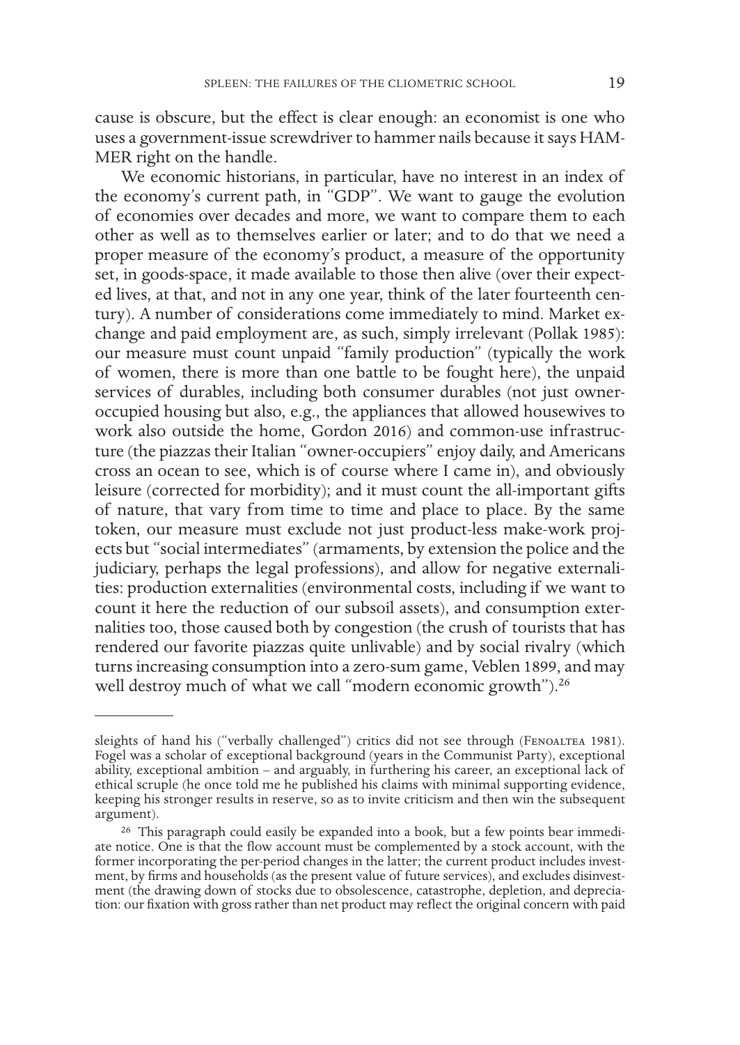cause is obscure, but the effect is clear enough: an economist is one who uses a government-issue screwdriver to hammer nails because it says HAMMER right on the handle.

We economic historians, in particular, have no interest in an index of the economy's current path, in "GDP". We want to gauge the evolution of economies over decades and more, we want to compare them to each other as well as to themselves earlier or later; and to do that we need a proper measure of the economy's product, a measure of the opportunity set, in goods-space, it made available to those then alive (over their expected lives, at that, and not in any one year, think of the later fourteenth century). A number of considerations come immediately to mind. Market exchange and paid employment are, as such, simply irrelevant (Pollak 1985): our measure must count unpaid "family production" (typically the work of women, there is more than one battle to be fought here), the unpaid services of durables, including both consumer durables (not just owner-occupied housing but also, e.g., the appliances that allowed housewives to work also outside the home, Gordon 2016) and common-use infrastructure (the piazzas their Italian "owner-occupiers" enjoy daily, and Americans cross an ocean to see, which is of course where I came in), and obviously leisure (corrected for morbidity); and it must count the all-important gifts of nature, that vary from time to time and place to place. By the same token, our measure must exclude not just product-less make-work projects but "social intermediates" (armaments, by extension the police and the judiciary, perhaps the legal professions), and allow for negative externalities: production externalities (environmental costs, including if we want to count it here the reduction of our subsoil assets), and consumption externalities too, those caused both by congestion (the crush of tourists that has rendered our favorite piazzas quite unlivable) and by social rivalry (which turns increasing consumption into a zero-sum game, Veblen 1899, and may well destroy much of what we call "modern economic growth").[26]

---

sleights of hand his ("verbally challenged") critics did not see through (Fenoaltea 1981). Fogel was a scholar of exceptional background (years in the Communist Party), exceptional ability, exceptional ambition – and arguably, in furthering his career, an exceptional lack of ethical scruple (he once told me he published his claims with minimal supporting evidence, keeping his stronger results in reserve, so as to invite criticism and then win the subsequent argument).

[26] This paragraph could easily be expanded into a book, but a few points bear immediate notice. One is that the flow account must be complemented by a stock account, with the former incorporating the per-period changes in the latter; the current product includes investment, by firms and households (as the present value of future services), and excludes disinvestment (the drawing down of stocks due to obsolescence, catastrophe, depletion, and depreciation: our fixation with gross rather than net product may reflect the original concern with paid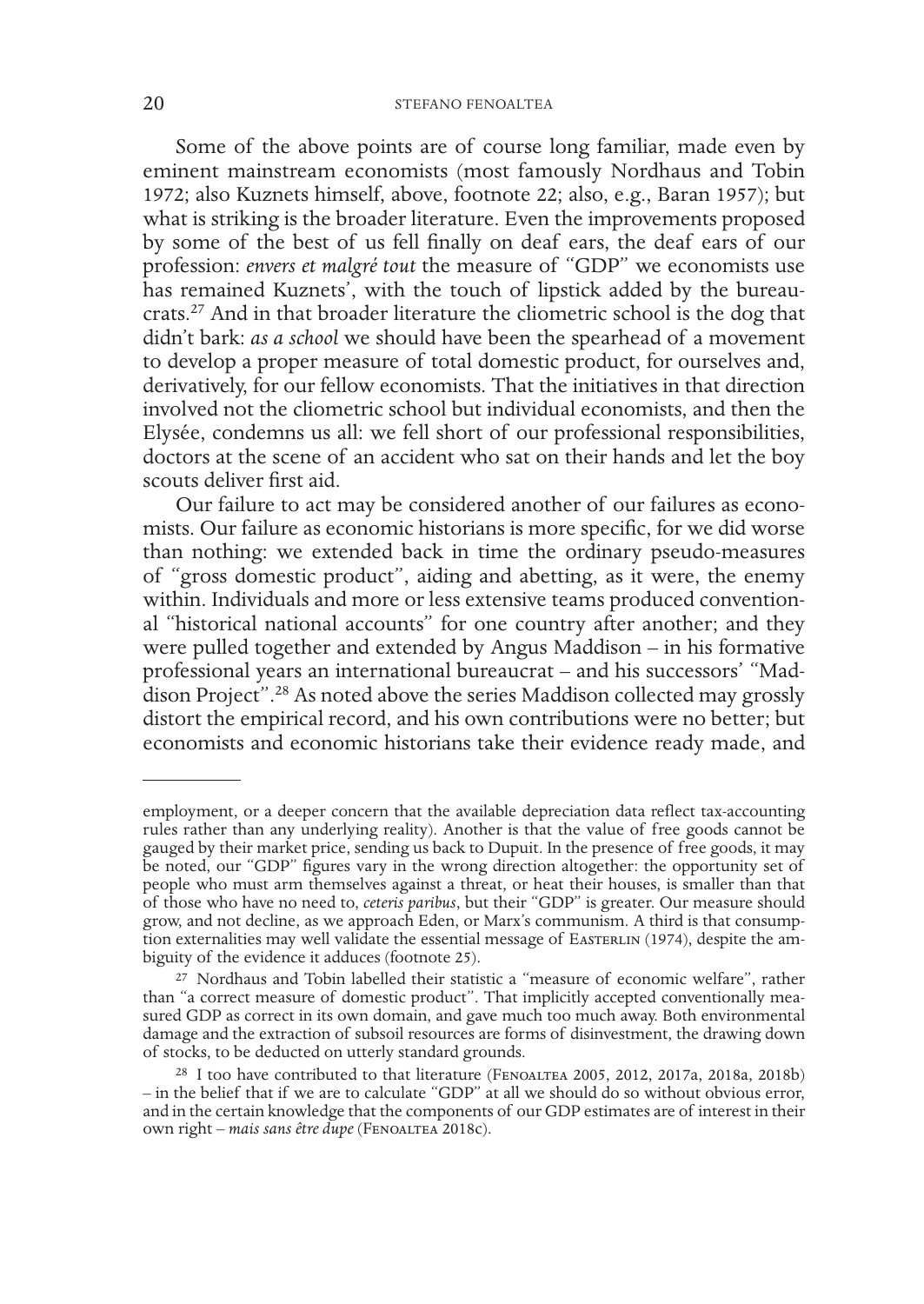Some of the above points are of course long familiar, made even by eminent mainstream economists (most famously Nordhaus and Tobin 1972; also Kuznets himself, above, footnote 22; also, e.g., Baran 1957); but what is striking is the broader literature. Even the improvements proposed by some of the best of us fell finally on deaf ears, the deaf ears of our profession: *envers et malgré tout* the measure of "GDP" we economists use has remained Kuznets', with the touch of lipstick added by the bureaucrats.[27] And in that broader literature the cliometric school is the dog that didn't bark: *as a school* we should have been the spearhead of a movement to develop a proper measure of total domestic product, for ourselves and, derivatively, for our fellow economists. That the initiatives in that direction involved not the cliometric school but individual economists, and then the Elysée, condemns us all: we fell short of our professional responsibilities, doctors at the scene of an accident who sat on their hands and let the boy scouts deliver first aid.

Our failure to act may be considered another of our failures as economists. Our failure as economic historians is more specific, for we did worse than nothing: we extended back in time the ordinary pseudo-measures of "gross domestic product", aiding and abetting, as it were, the enemy within. Individuals and more or less extensive teams produced conventional "historical national accounts" for one country after another; and they were pulled together and extended by Angus Maddison – in his formative professional years an international bureaucrat – and his successors' "Maddison Project".[28] As noted above the series Maddison collected may grossly distort the empirical record, and his own contributions were no better; but economists and economic historians take their evidence ready made, and

---

employment, or a deeper concern that the available depreciation data reflect tax-accounting rules rather than any underlying reality). Another is that the value of free goods cannot be gauged by their market price, sending us back to Dupuit. In the presence of free goods, it may be noted, our "GDP" figures vary in the wrong direction altogether: the opportunity set of people who must arm themselves against a threat, or heat their houses, is smaller than that of those who have no need to, *ceteris paribus*, but their "GDP" is greater. Our measure should grow, and not decline, as we approach Eden, or Marx's communism. A third is that consumption externalities may well validate the essential message of Easterlin (1974), despite the ambiguity of the evidence it adduces (footnote 25).

[27] Nordhaus and Tobin labelled their statistic a "measure of economic welfare", rather than "a correct measure of domestic product". That implicitly accepted conventionally measured GDP as correct in its own domain, and gave much too much away. Both environmental damage and the extraction of subsoil resources are forms of disinvestment, the drawing down of stocks, to be deducted on utterly standard grounds.

[28] I too have contributed to that literature (Fenoaltea 2005, 2012, 2017a, 2018a, 2018b) – in the belief that if we are to calculate "GDP" at all we should do so without obvious error, and in the certain knowledge that the components of our GDP estimates are of interest in their own right – *mais sans être dupe* (Fenoaltea 2018c).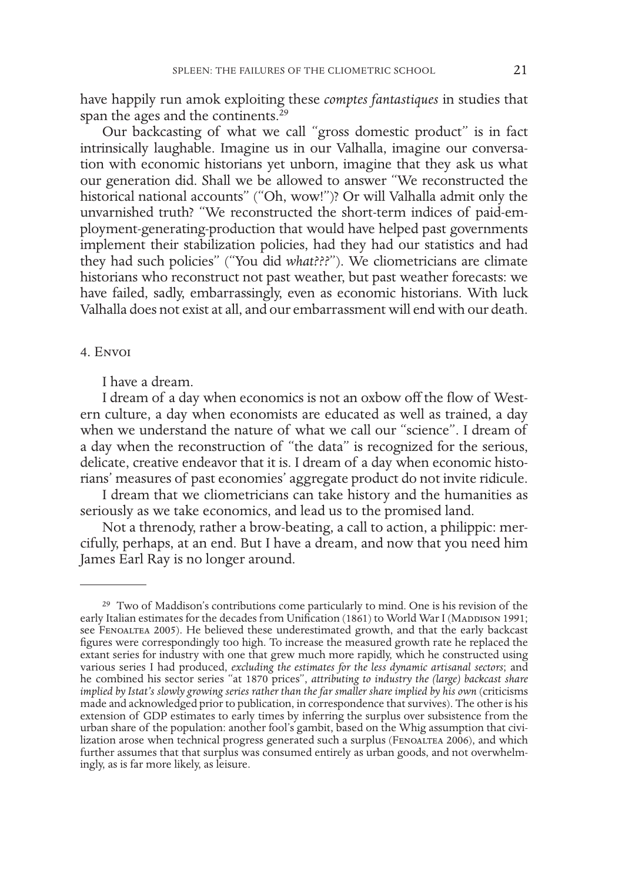have happily run amok exploiting these *comptes fantastiques* in studies that span the ages and the continents.[29]

Our backcasting of what we call "gross domestic product" is in fact intrinsically laughable. Imagine us in our Valhalla, imagine our conversation with economic historians yet unborn, imagine that they ask us what our generation did. Shall we be allowed to answer "We reconstructed the historical national accounts" ("Oh, wow!")? Or will Valhalla admit only the unvarnished truth? "We reconstructed the short-term indices of paid-employment-generating-production that would have helped past governments implement their stabilization policies, had they had our statistics and had they had such policies" ("You did *what???*"). We cliometricians are climate historians who reconstruct not past weather, but past weather forecasts: we have failed, sadly, embarrassingly, even as economic historians. With luck Valhalla does not exist at all, and our embarrassment will end with our death.

## 4. Envoi

I have a dream.

I dream of a day when economics is not an oxbow off the flow of Western culture, a day when economists are educated as well as trained, a day when we understand the nature of what we call our "science". I dream of a day when the reconstruction of "the data" is recognized for the serious, delicate, creative endeavor that it is. I dream of a day when economic historians' measures of past economies' aggregate product do not invite ridicule.

I dream that we cliometricians can take history and the humanities as seriously as we take economics, and lead us to the promised land.

Not a threnody, rather a brow-beating, a call to action, a philippic: mercifully, perhaps, at an end. But I have a dream, and now that you need him James Earl Ray is no longer around.

---

[29] Two of Maddison's contributions come particularly to mind. One is his revision of the early Italian estimates for the decades from Unification (1861) to World War I (Maddison 1991; see Fenoaltea 2005). He believed these underestimated growth, and that the early backcast figures were correspondingly too high. To increase the measured growth rate he replaced the extant series for industry with one that grew much more rapidly, which he constructed using various series I had produced, *excluding the estimates for the less dynamic artisanal sectors*; and he combined his sector series "at 1870 prices", *attributing to industry the (large) backcast share implied by Istat's slowly growing series rather than the far smaller share implied by his own* (criticisms made and acknowledged prior to publication, in correspondence that survives). The other is his extension of GDP estimates to early times by inferring the surplus over subsistence from the urban share of the population: another fool's gambit, based on the Whig assumption that civilization arose when technical progress generated such a surplus (Fenoaltea 2006), and which further assumes that that surplus was consumed entirely as urban goods, and not overwhelmingly, as is far more likely, as leisure.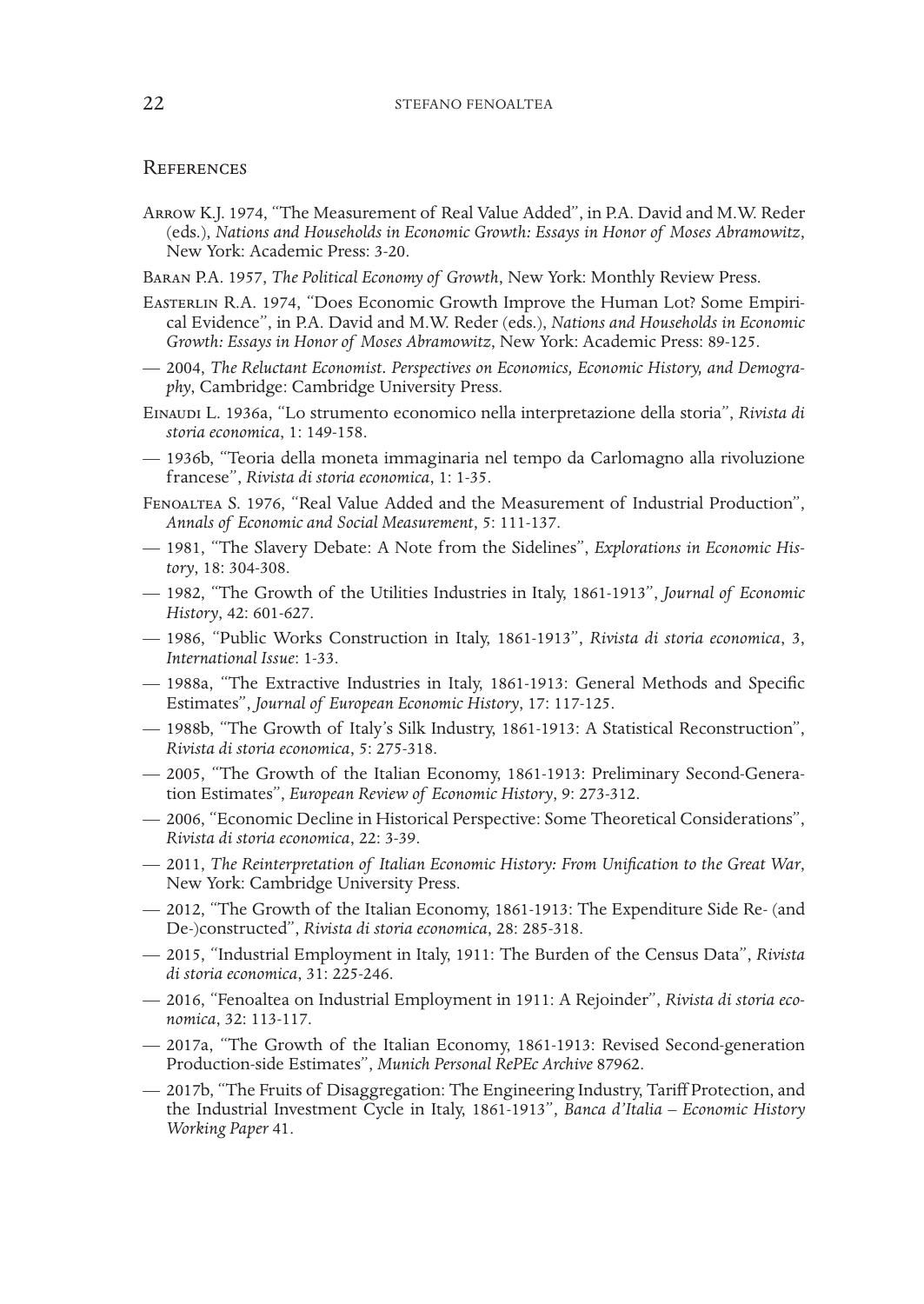## References

Arrow K.J. 1974, "The Measurement of Real Value Added", in P.A. David and M.W. Reder (eds.), *Nations and Households in Economic Growth: Essays in Honor of Moses Abramowitz*, New York: Academic Press: 3-20.

Baran P.A. 1957, *The Political Economy of Growth*, New York: Monthly Review Press.

Easterlin R.A. 1974, "Does Economic Growth Improve the Human Lot? Some Empirical Evidence", in P.A. David and M.W. Reder (eds.), *Nations and Households in Economic Growth: Essays in Honor of Moses Abramowitz*, New York: Academic Press: 89-125.

— 2004, *The Reluctant Economist. Perspectives on Economics, Economic History, and Demography*, Cambridge: Cambridge University Press.

Einaudi L. 1936a, "Lo strumento economico nella interpretazione della storia", *Rivista di storia economica*, 1: 149-158.

— 1936b, "Teoria della moneta immaginaria nel tempo da Carlomagno alla rivoluzione francese", *Rivista di storia economica*, 1: 1-35.

Fenoaltea S. 1976, "Real Value Added and the Measurement of Industrial Production", *Annals of Economic and Social Measurement*, 5: 111-137.

— 1981, "The Slavery Debate: A Note from the Sidelines", *Explorations in Economic History*, 18: 304-308.

— 1982, "The Growth of the Utilities Industries in Italy, 1861-1913", *Journal of Economic History*, 42: 601-627.

— 1986, "Public Works Construction in Italy, 1861-1913", *Rivista di storia economica*, 3, *International Issue*: 1-33.

— 1988a, "The Extractive Industries in Italy, 1861-1913: General Methods and Specific Estimates", *Journal of European Economic History*, 17: 117-125.

— 1988b, "The Growth of Italy's Silk Industry, 1861-1913: A Statistical Reconstruction", *Rivista di storia economica*, 5: 275-318.

— 2005, "The Growth of the Italian Economy, 1861-1913: Preliminary Second-Generation Estimates", *European Review of Economic History*, 9: 273-312.

— 2006, "Economic Decline in Historical Perspective: Some Theoretical Considerations", *Rivista di storia economica*, 22: 3-39.

— 2011, *The Reinterpretation of Italian Economic History: From Unification to the Great War*, New York: Cambridge University Press.

— 2012, "The Growth of the Italian Economy, 1861-1913: The Expenditure Side Re- (and De-)constructed", *Rivista di storia economica*, 28: 285-318.

— 2015, "Industrial Employment in Italy, 1911: The Burden of the Census Data", *Rivista di storia economica*, 31: 225-246.

— 2016, "Fenoaltea on Industrial Employment in 1911: A Rejoinder", *Rivista di storia economica*, 32: 113-117.

— 2017a, "The Growth of the Italian Economy, 1861-1913: Revised Second-generation Production-side Estimates", *Munich Personal RePEc Archive* 87962.

— 2017b, "The Fruits of Disaggregation: The Engineering Industry, Tariff Protection, and the Industrial Investment Cycle in Italy, 1861-1913", *Banca d'Italia – Economic History Working Paper* 41.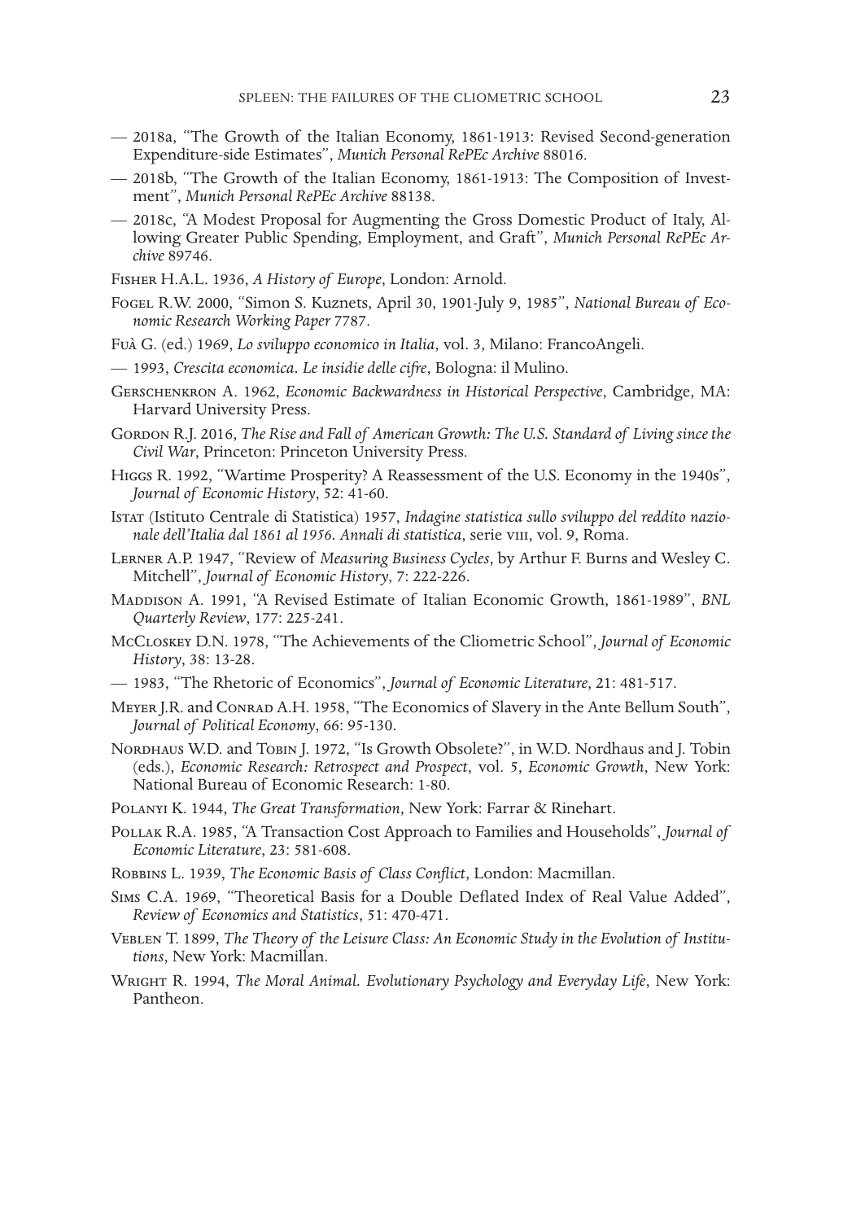— 2018a, "The Growth of the Italian Economy, 1861-1913: Revised Second-generation Expenditure-side Estimates", *Munich Personal RePEc Archive* 88016.

— 2018b, "The Growth of the Italian Economy, 1861-1913: The Composition of Investment", *Munich Personal RePEc Archive* 88138.

— 2018c, "A Modest Proposal for Augmenting the Gross Domestic Product of Italy, Allowing Greater Public Spending, Employment, and Graft", *Munich Personal RePEc Archive* 89746.

Fisher H.A.L. 1936, *A History of Europe*, London: Arnold.

Fogel R.W. 2000, "Simon S. Kuznets, April 30, 1901-July 9, 1985", *National Bureau of Economic Research Working Paper* 7787.

Fuà G. (ed.) 1969, *Lo sviluppo economico in Italia*, vol. 3, Milano: FrancoAngeli.

— 1993, *Crescita economica. Le insidie delle cifre*, Bologna: il Mulino.

Gerschenkron A. 1962, *Economic Backwardness in Historical Perspective*, Cambridge, MA: Harvard University Press.

Gordon R.J. 2016, *The Rise and Fall of American Growth: The U.S. Standard of Living since the Civil War*, Princeton: Princeton University Press.

Higgs R. 1992, "Wartime Prosperity? A Reassessment of the U.S. Economy in the 1940s", *Journal of Economic History*, 52: 41-60.

Istat (Istituto Centrale di Statistica) 1957, *Indagine statistica sullo sviluppo del reddito nazionale dell'Italia dal 1861 al 1956. Annali di statistica*, serie viii, vol. 9, Roma.

Lerner A.P. 1947, "Review of *Measuring Business Cycles*, by Arthur F. Burns and Wesley C. Mitchell", *Journal of Economic History*, 7: 222-226.

Maddison A. 1991, "A Revised Estimate of Italian Economic Growth, 1861-1989", *BNL Quarterly Review*, 177: 225-241.

McCloskey D.N. 1978, "The Achievements of the Cliometric School", *Journal of Economic History*, 38: 13-28.

— 1983, "The Rhetoric of Economics", *Journal of Economic Literature*, 21: 481-517.

Meyer J.R. and Conrad A.H. 1958, "The Economics of Slavery in the Ante Bellum South", *Journal of Political Economy*, 66: 95-130.

Nordhaus W.D. and Tobin J. 1972, "Is Growth Obsolete?", in W.D. Nordhaus and J. Tobin (eds.), *Economic Research: Retrospect and Prospect*, vol. 5, *Economic Growth*, New York: National Bureau of Economic Research: 1-80.

Polanyi K. 1944, *The Great Transformation*, New York: Farrar & Rinehart.

Pollak R.A. 1985, "A Transaction Cost Approach to Families and Households", *Journal of Economic Literature*, 23: 581-608.

Robbins L. 1939, *The Economic Basis of Class Conflict*, London: Macmillan.

Sims C.A. 1969, "Theoretical Basis for a Double Deflated Index of Real Value Added", *Review of Economics and Statistics*, 51: 470-471.

Veblen T. 1899, *The Theory of the Leisure Class: An Economic Study in the Evolution of Institutions*, New York: Macmillan.

Wright R. 1994, *The Moral Animal. Evolutionary Psychology and Everyday Life*, New York: Pantheon.